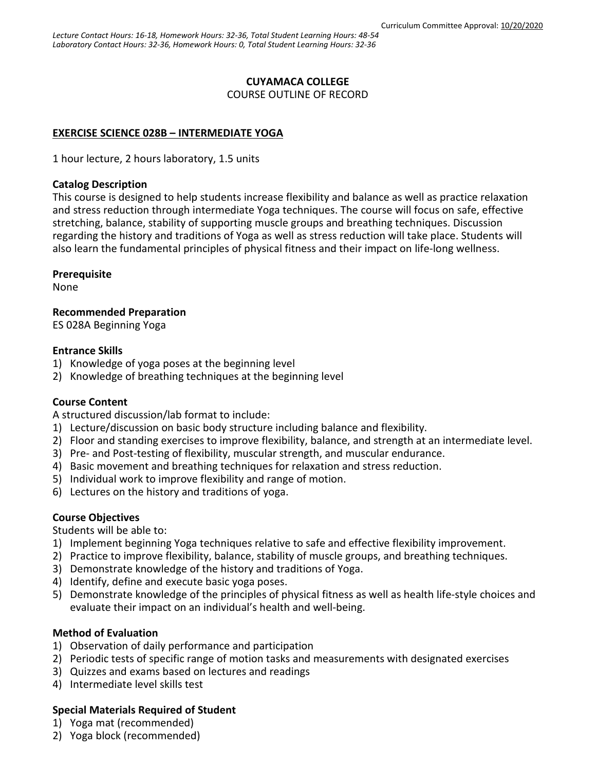Curriculum Committee Approval: 10/20/2020

*Lecture Contact Hours: 16-18, Homework Hours: 32-36, Total Student Learning Hours: 48-54*
*Laboratory Contact Hours: 32-36, Homework Hours: 0, Total Student Learning Hours: 32-36*

**CUYAMACA COLLEGE**
COURSE OUTLINE OF RECORD

## EXERCISE SCIENCE 028B – INTERMEDIATE YOGA

1 hour lecture, 2 hours laboratory, 1.5 units

### Catalog Description

This course is designed to help students increase flexibility and balance as well as practice relaxation and stress reduction through intermediate Yoga techniques. The course will focus on safe, effective stretching, balance, stability of supporting muscle groups and breathing techniques. Discussion regarding the history and traditions of Yoga as well as stress reduction will take place. Students will also learn the fundamental principles of physical fitness and their impact on life-long wellness.

### Prerequisite

None

### Recommended Preparation

ES 028A Beginning Yoga

### Entrance Skills

1) Knowledge of yoga poses at the beginning level
2) Knowledge of breathing techniques at the beginning level

### Course Content

A structured discussion/lab format to include:

1) Lecture/discussion on basic body structure including balance and flexibility.
2) Floor and standing exercises to improve flexibility, balance, and strength at an intermediate level.
3) Pre- and Post-testing of flexibility, muscular strength, and muscular endurance.
4) Basic movement and breathing techniques for relaxation and stress reduction.
5) Individual work to improve flexibility and range of motion.
6) Lectures on the history and traditions of yoga.

### Course Objectives

Students will be able to:

1) Implement beginning Yoga techniques relative to safe and effective flexibility improvement.
2) Practice to improve flexibility, balance, stability of muscle groups, and breathing techniques.
3) Demonstrate knowledge of the history and traditions of Yoga.
4) Identify, define and execute basic yoga poses.
5) Demonstrate knowledge of the principles of physical fitness as well as health life-style choices and evaluate their impact on an individual's health and well-being.

### Method of Evaluation

1) Observation of daily performance and participation
2) Periodic tests of specific range of motion tasks and measurements with designated exercises
3) Quizzes and exams based on lectures and readings
4) Intermediate level skills test

### Special Materials Required of Student

1) Yoga mat (recommended)
2) Yoga block (recommended)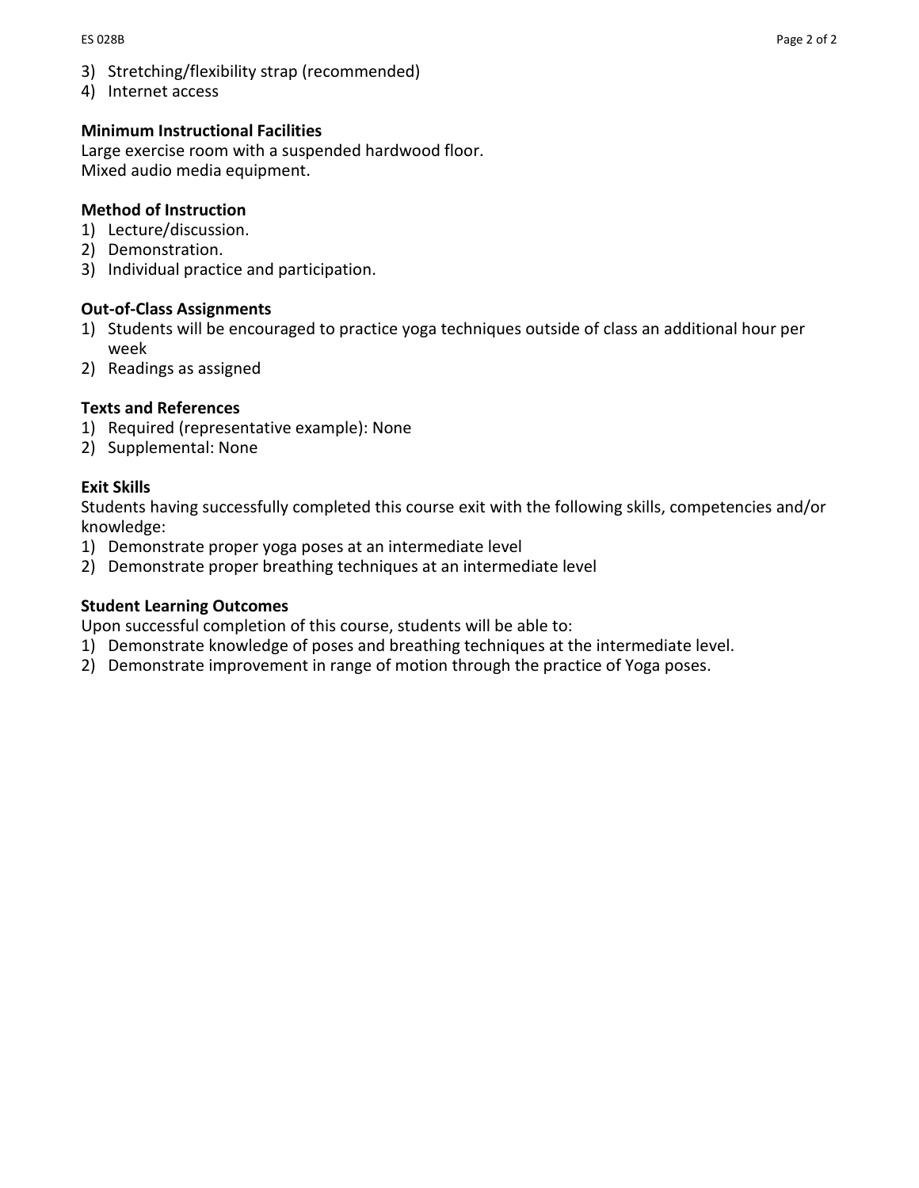3) Stretching/flexibility strap (recommended)
4) Internet access

**Minimum Instructional Facilities**

Large exercise room with a suspended hardwood floor.
Mixed audio media equipment.

**Method of Instruction**

1) Lecture/discussion.
2) Demonstration.
3) Individual practice and participation.

**Out-of-Class Assignments**

1) Students will be encouraged to practice yoga techniques outside of class an additional hour per week
2) Readings as assigned

**Texts and References**

1) Required (representative example): None
2) Supplemental: None

**Exit Skills**

Students having successfully completed this course exit with the following skills, competencies and/or knowledge:

1) Demonstrate proper yoga poses at an intermediate level
2) Demonstrate proper breathing techniques at an intermediate level

**Student Learning Outcomes**

Upon successful completion of this course, students will be able to:

1) Demonstrate knowledge of poses and breathing techniques at the intermediate level.
2) Demonstrate improvement in range of motion through the practice of Yoga poses.